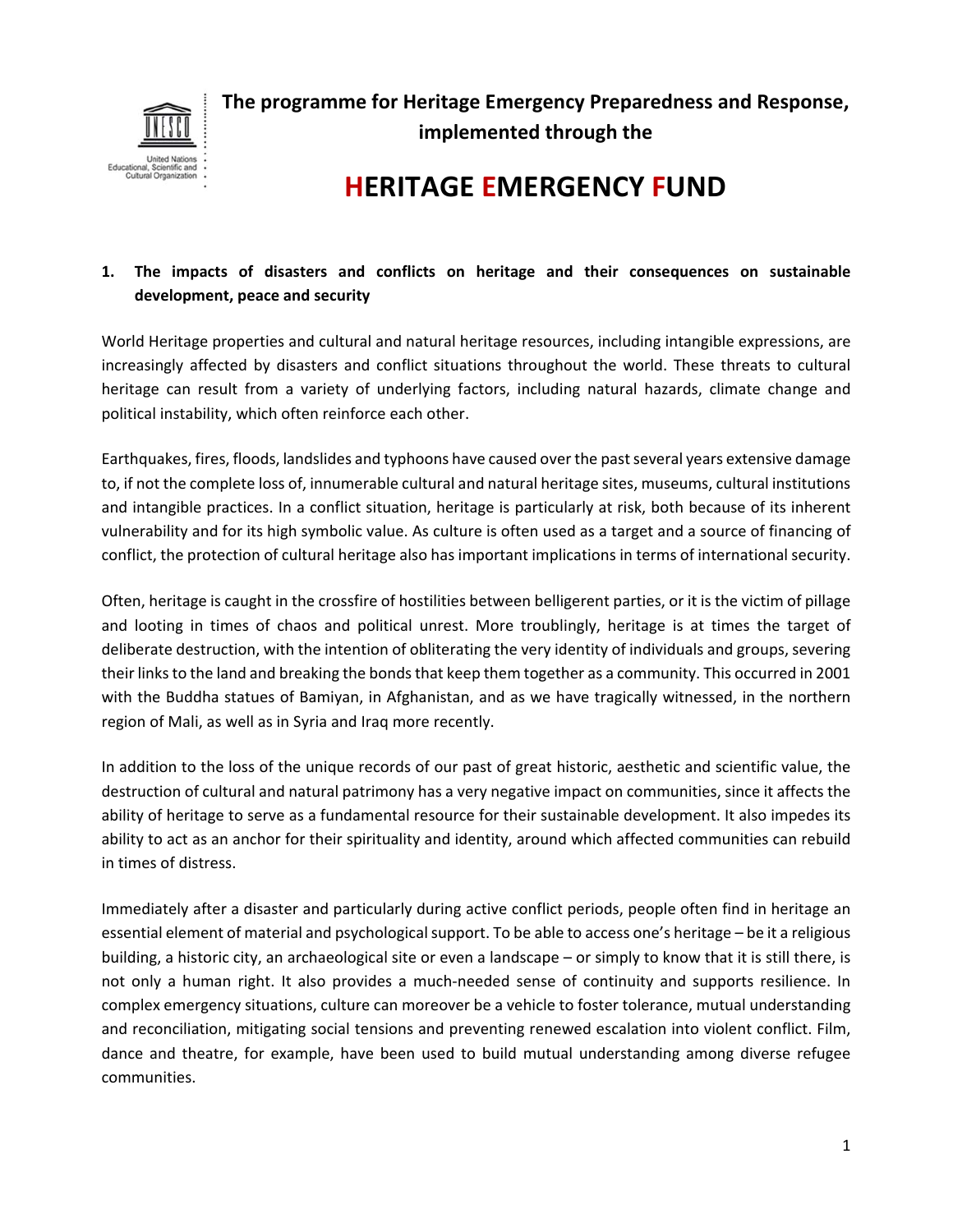**The programme for Heritage Emergency Preparedness and Response, implemented through the**

# HERITAGE EMERGENCY FUND

## 1. The impacts of disasters and conflicts on heritage and their consequences on sustainable development, peace and security

World Heritage properties and cultural and natural heritage resources, including intangible expressions, are increasingly affected by disasters and conflict situations throughout the world. These threats to cultural heritage can result from a variety of underlying factors, including natural hazards, climate change and political instability, which often reinforce each other.

Earthquakes, fires, floods, landslides and typhoons have caused over the past several years extensive damage to, if not the complete loss of, innumerable cultural and natural heritage sites, museums, cultural institutions and intangible practices. In a conflict situation, heritage is particularly at risk, both because of its inherent vulnerability and for its high symbolic value. As culture is often used as a target and a source of financing of conflict, the protection of cultural heritage also has important implications in terms of international security.

Often, heritage is caught in the crossfire of hostilities between belligerent parties, or it is the victim of pillage and looting in times of chaos and political unrest. More troublingly, heritage is at times the target of deliberate destruction, with the intention of obliterating the very identity of individuals and groups, severing their links to the land and breaking the bonds that keep them together as a community. This occurred in 2001 with the Buddha statues of Bamiyan, in Afghanistan, and as we have tragically witnessed, in the northern region of Mali, as well as in Syria and Iraq more recently.

In addition to the loss of the unique records of our past of great historic, aesthetic and scientific value, the destruction of cultural and natural patrimony has a very negative impact on communities, since it affects the ability of heritage to serve as a fundamental resource for their sustainable development. It also impedes its ability to act as an anchor for their spirituality and identity, around which affected communities can rebuild in times of distress.

Immediately after a disaster and particularly during active conflict periods, people often find in heritage an essential element of material and psychological support. To be able to access one's heritage – be it a religious building, a historic city, an archaeological site or even a landscape – or simply to know that it is still there, is not only a human right. It also provides a much-needed sense of continuity and supports resilience. In complex emergency situations, culture can moreover be a vehicle to foster tolerance, mutual understanding and reconciliation, mitigating social tensions and preventing renewed escalation into violent conflict. Film, dance and theatre, for example, have been used to build mutual understanding among diverse refugee communities.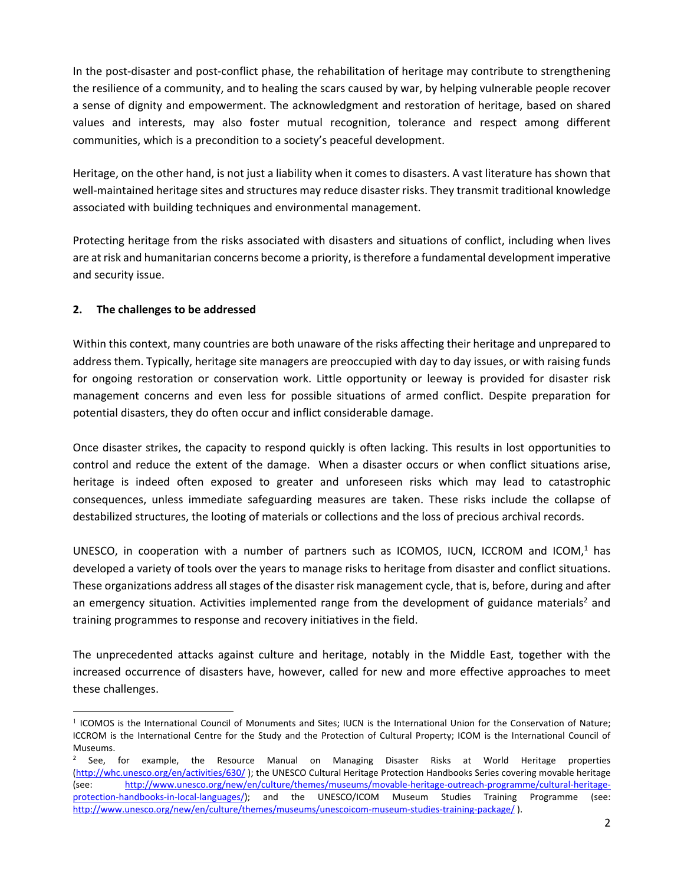In the post-disaster and post-conflict phase, the rehabilitation of heritage may contribute to strengthening the resilience of a community, and to healing the scars caused by war, by helping vulnerable people recover a sense of dignity and empowerment. The acknowledgment and restoration of heritage, based on shared values and interests, may also foster mutual recognition, tolerance and respect among different communities, which is a precondition to a society's peaceful development.

Heritage, on the other hand, is not just a liability when it comes to disasters. A vast literature has shown that well-maintained heritage sites and structures may reduce disaster risks. They transmit traditional knowledge associated with building techniques and environmental management.

Protecting heritage from the risks associated with disasters and situations of conflict, including when lives are at risk and humanitarian concerns become a priority, is therefore a fundamental development imperative and security issue.

## 2. The challenges to be addressed

Within this context, many countries are both unaware of the risks affecting their heritage and unprepared to address them. Typically, heritage site managers are preoccupied with day to day issues, or with raising funds for ongoing restoration or conservation work. Little opportunity or leeway is provided for disaster risk management concerns and even less for possible situations of armed conflict. Despite preparation for potential disasters, they do often occur and inflict considerable damage.

Once disaster strikes, the capacity to respond quickly is often lacking. This results in lost opportunities to control and reduce the extent of the damage. When a disaster occurs or when conflict situations arise, heritage is indeed often exposed to greater and unforeseen risks which may lead to catastrophic consequences, unless immediate safeguarding measures are taken. These risks include the collapse of destabilized structures, the looting of materials or collections and the loss of precious archival records.

UNESCO, in cooperation with a number of partners such as ICOMOS, IUCN, ICCROM and ICOM,[1] has developed a variety of tools over the years to manage risks to heritage from disaster and conflict situations. These organizations address all stages of the disaster risk management cycle, that is, before, during and after an emergency situation. Activities implemented range from the development of guidance materials[2] and training programmes to response and recovery initiatives in the field.

The unprecedented attacks against culture and heritage, notably in the Middle East, together with the increased occurrence of disasters have, however, called for new and more effective approaches to meet these challenges.

---

[1] ICOMOS is the International Council of Monuments and Sites; IUCN is the International Union for the Conservation of Nature; ICCROM is the International Centre for the Study and the Protection of Cultural Property; ICOM is the International Council of Museums.

[2] See, for example, the Resource Manual on Managing Disaster Risks at World Heritage properties (http://whc.unesco.org/en/activities/630/ ); the UNESCO Cultural Heritage Protection Handbooks Series covering movable heritage (see: http://www.unesco.org/new/en/culture/themes/museums/movable-heritage-outreach-programme/cultural-heritage-protection-handbooks-in-local-languages/); and the UNESCO/ICOM Museum Studies Training Programme (see: http://www.unesco.org/new/en/culture/themes/museums/unescoicom-museum-studies-training-package/ ).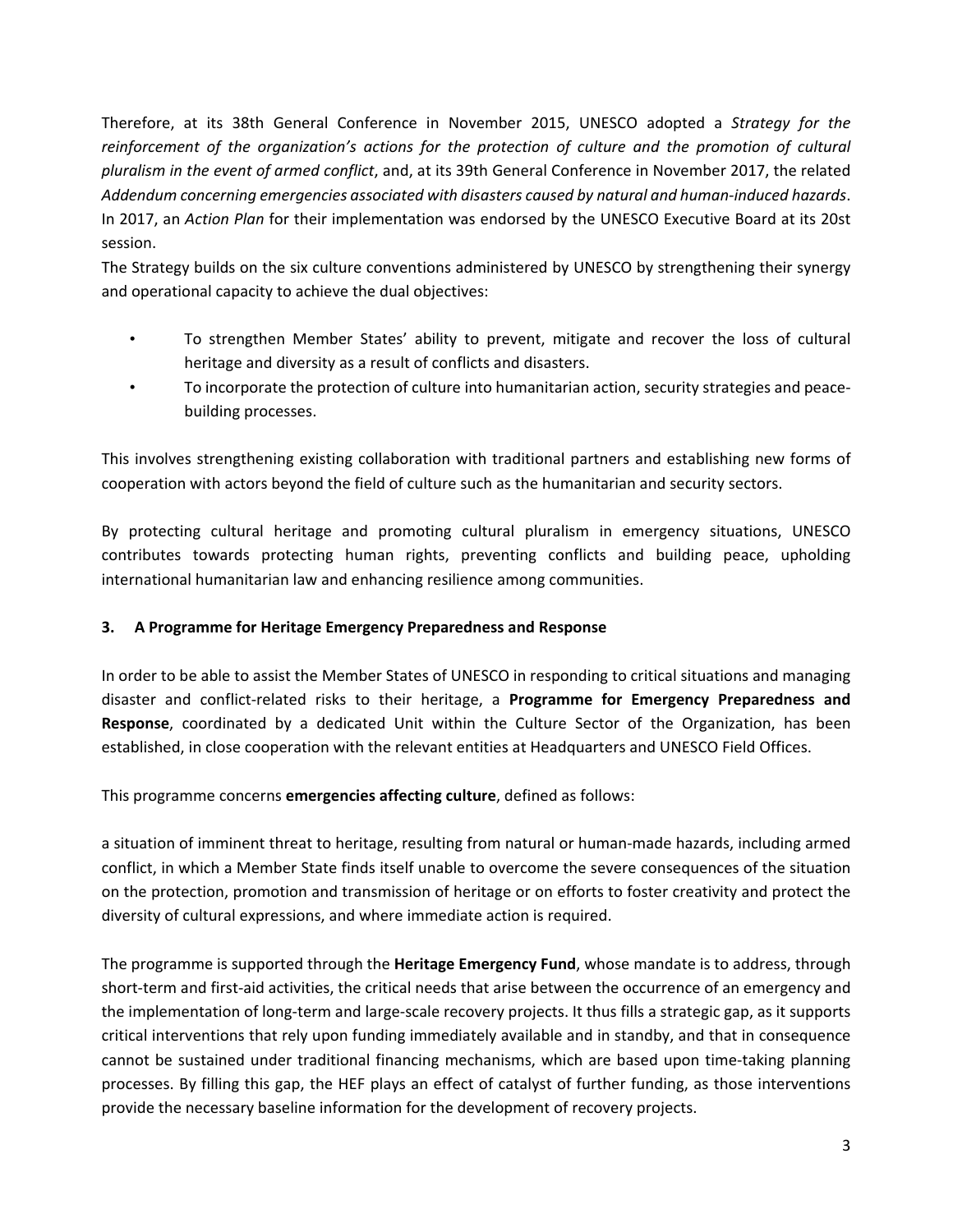Therefore, at its 38th General Conference in November 2015, UNESCO adopted a *Strategy for the reinforcement of the organization's actions for the protection of culture and the promotion of cultural pluralism in the event of armed conflict*, and, at its 39th General Conference in November 2017, the related *Addendum concerning emergencies associated with disasters caused by natural and human-induced hazards*. In 2017, an *Action Plan* for their implementation was endorsed by the UNESCO Executive Board at its 20st session.

The Strategy builds on the six culture conventions administered by UNESCO by strengthening their synergy and operational capacity to achieve the dual objectives:

- To strengthen Member States' ability to prevent, mitigate and recover the loss of cultural heritage and diversity as a result of conflicts and disasters.
- To incorporate the protection of culture into humanitarian action, security strategies and peace-building processes.

This involves strengthening existing collaboration with traditional partners and establishing new forms of cooperation with actors beyond the field of culture such as the humanitarian and security sectors.

By protecting cultural heritage and promoting cultural pluralism in emergency situations, UNESCO contributes towards protecting human rights, preventing conflicts and building peace, upholding international humanitarian law and enhancing resilience among communities.

## 3. A Programme for Heritage Emergency Preparedness and Response

In order to be able to assist the Member States of UNESCO in responding to critical situations and managing disaster and conflict-related risks to their heritage, a **Programme for Emergency Preparedness and Response**, coordinated by a dedicated Unit within the Culture Sector of the Organization, has been established, in close cooperation with the relevant entities at Headquarters and UNESCO Field Offices.

This programme concerns **emergencies affecting culture**, defined as follows:

a situation of imminent threat to heritage, resulting from natural or human-made hazards, including armed conflict, in which a Member State finds itself unable to overcome the severe consequences of the situation on the protection, promotion and transmission of heritage or on efforts to foster creativity and protect the diversity of cultural expressions, and where immediate action is required.

The programme is supported through the **Heritage Emergency Fund**, whose mandate is to address, through short-term and first-aid activities, the critical needs that arise between the occurrence of an emergency and the implementation of long-term and large-scale recovery projects. It thus fills a strategic gap, as it supports critical interventions that rely upon funding immediately available and in standby, and that in consequence cannot be sustained under traditional financing mechanisms, which are based upon time-taking planning processes. By filling this gap, the HEF plays an effect of catalyst of further funding, as those interventions provide the necessary baseline information for the development of recovery projects.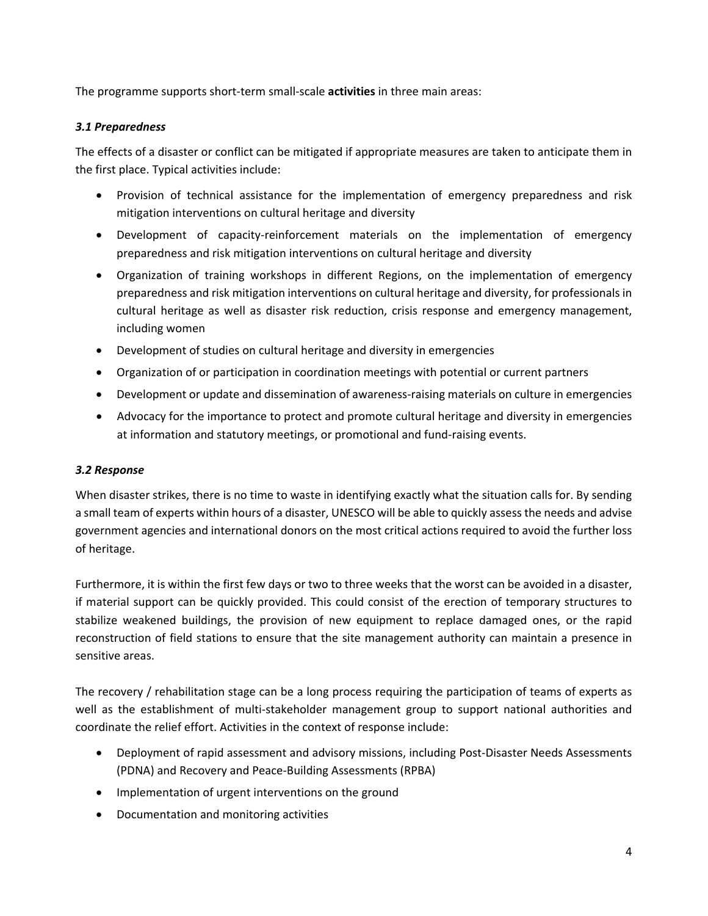The programme supports short-term small-scale **activities** in three main areas:

### *3.1 Preparedness*

The effects of a disaster or conflict can be mitigated if appropriate measures are taken to anticipate them in the first place. Typical activities include:

- Provision of technical assistance for the implementation of emergency preparedness and risk mitigation interventions on cultural heritage and diversity
- Development of capacity-reinforcement materials on the implementation of emergency preparedness and risk mitigation interventions on cultural heritage and diversity
- Organization of training workshops in different Regions, on the implementation of emergency preparedness and risk mitigation interventions on cultural heritage and diversity, for professionals in cultural heritage as well as disaster risk reduction, crisis response and emergency management, including women
- Development of studies on cultural heritage and diversity in emergencies
- Organization of or participation in coordination meetings with potential or current partners
- Development or update and dissemination of awareness-raising materials on culture in emergencies
- Advocacy for the importance to protect and promote cultural heritage and diversity in emergencies at information and statutory meetings, or promotional and fund-raising events.

### *3.2 Response*

When disaster strikes, there is no time to waste in identifying exactly what the situation calls for. By sending a small team of experts within hours of a disaster, UNESCO will be able to quickly assess the needs and advise government agencies and international donors on the most critical actions required to avoid the further loss of heritage.

Furthermore, it is within the first few days or two to three weeks that the worst can be avoided in a disaster, if material support can be quickly provided. This could consist of the erection of temporary structures to stabilize weakened buildings, the provision of new equipment to replace damaged ones, or the rapid reconstruction of field stations to ensure that the site management authority can maintain a presence in sensitive areas.

The recovery / rehabilitation stage can be a long process requiring the participation of teams of experts as well as the establishment of multi-stakeholder management group to support national authorities and coordinate the relief effort. Activities in the context of response include:

- Deployment of rapid assessment and advisory missions, including Post-Disaster Needs Assessments (PDNA) and Recovery and Peace-Building Assessments (RPBA)
- Implementation of urgent interventions on the ground
- Documentation and monitoring activities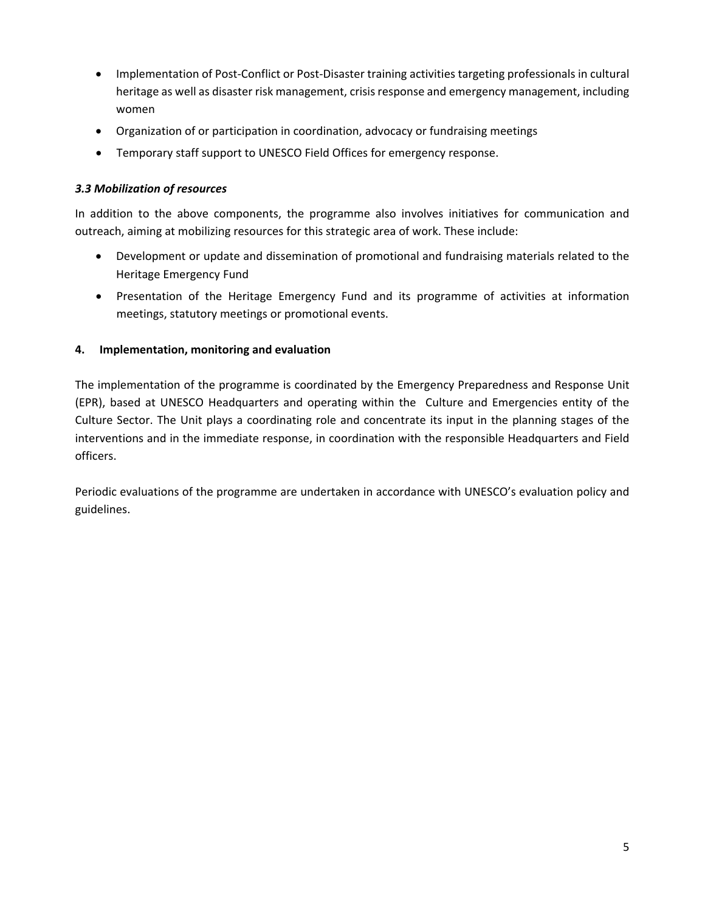- Implementation of Post-Conflict or Post-Disaster training activities targeting professionals in cultural heritage as well as disaster risk management, crisis response and emergency management, including women
- Organization of or participation in coordination, advocacy or fundraising meetings
- Temporary staff support to UNESCO Field Offices for emergency response.

### *3.3 Mobilization of resources*

In addition to the above components, the programme also involves initiatives for communication and outreach, aiming at mobilizing resources for this strategic area of work. These include:

- Development or update and dissemination of promotional and fundraising materials related to the Heritage Emergency Fund
- Presentation of the Heritage Emergency Fund and its programme of activities at information meetings, statutory meetings or promotional events.

## 4. Implementation, monitoring and evaluation

The implementation of the programme is coordinated by the Emergency Preparedness and Response Unit (EPR), based at UNESCO Headquarters and operating within the Culture and Emergencies entity of the Culture Sector. The Unit plays a coordinating role and concentrate its input in the planning stages of the interventions and in the immediate response, in coordination with the responsible Headquarters and Field officers.

Periodic evaluations of the programme are undertaken in accordance with UNESCO's evaluation policy and guidelines.